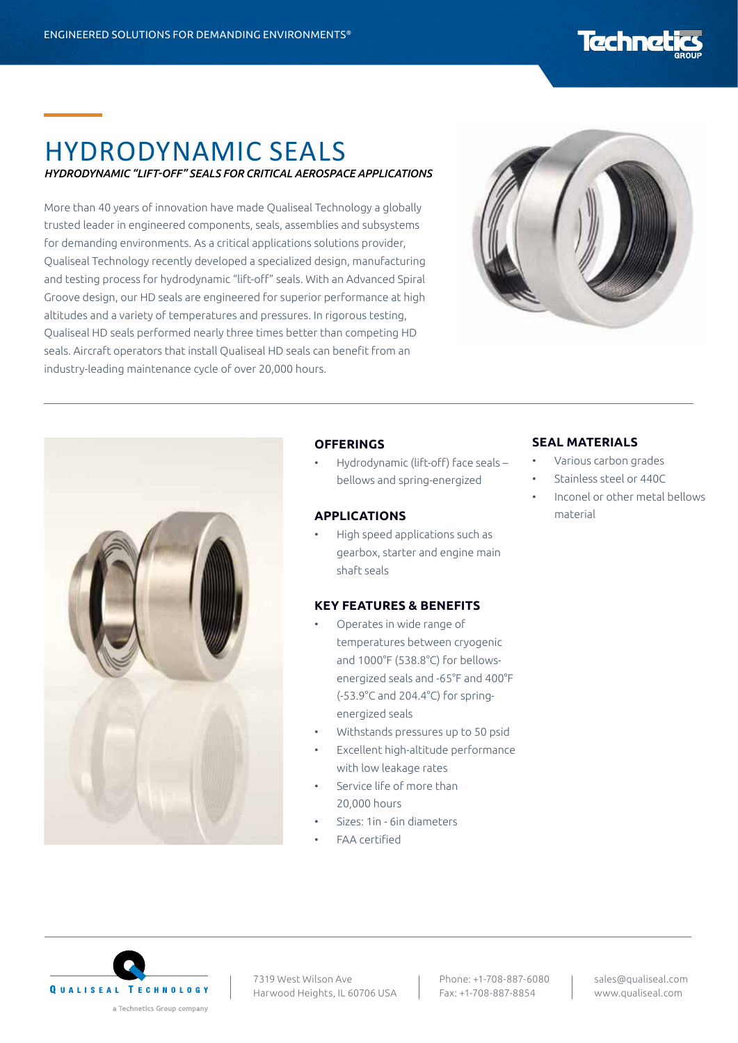ENGINEERED SOLUTIONS FOR DEMANDING ENVIRONMENTS®

# HYDRODYNAMIC SEALS

*HYDRODYNAMIC "LIFT-OFF" SEALS FOR CRITICAL AEROSPACE APPLICATIONS*

More than 40 years of innovation have made Qualiseal Technology a globally trusted leader in engineered components, seals, assemblies and subsystems for demanding environments. As a critical applications solutions provider, Qualiseal Technology recently developed a specialized design, manufacturing and testing process for hydrodynamic "lift-off" seals. With an Advanced Spiral Groove design, our HD seals are engineered for superior performance at high altitudes and a variety of temperatures and pressures. In rigorous testing, Qualiseal HD seals performed nearly three times better than competing HD seals. Aircraft operators that install Qualiseal HD seals can benefit from an industry-leading maintenance cycle of over 20,000 hours.

## OFFERINGS

- Hydrodynamic (lift-off) face seals – bellows and spring-energized

## APPLICATIONS

- High speed applications such as gearbox, starter and engine main shaft seals

## KEY FEATURES & BENEFITS

- Operates in wide range of temperatures between cryogenic and 1000°F (538.8°C) for bellows-energized seals and -65°F and 400°F (-53.9°C and 204.4°C) for spring-energized seals
- Withstands pressures up to 50 psid
- Excellent high-altitude performance with low leakage rates
- Service life of more than 20,000 hours
- Sizes: 1in - 6in diameters
- FAA certified

## SEAL MATERIALS

- Various carbon grades
- Stainless steel or 440C
- Inconel or other metal bellows material

QUALISEAL TECHNOLOGY
a Technetics Group company

7319 West Wilson Ave
Harwood Heights, IL 60706 USA

Phone: +1-708-887-6080
Fax: +1-708-887-8854

sales@qualiseal.com
www.qualiseal.com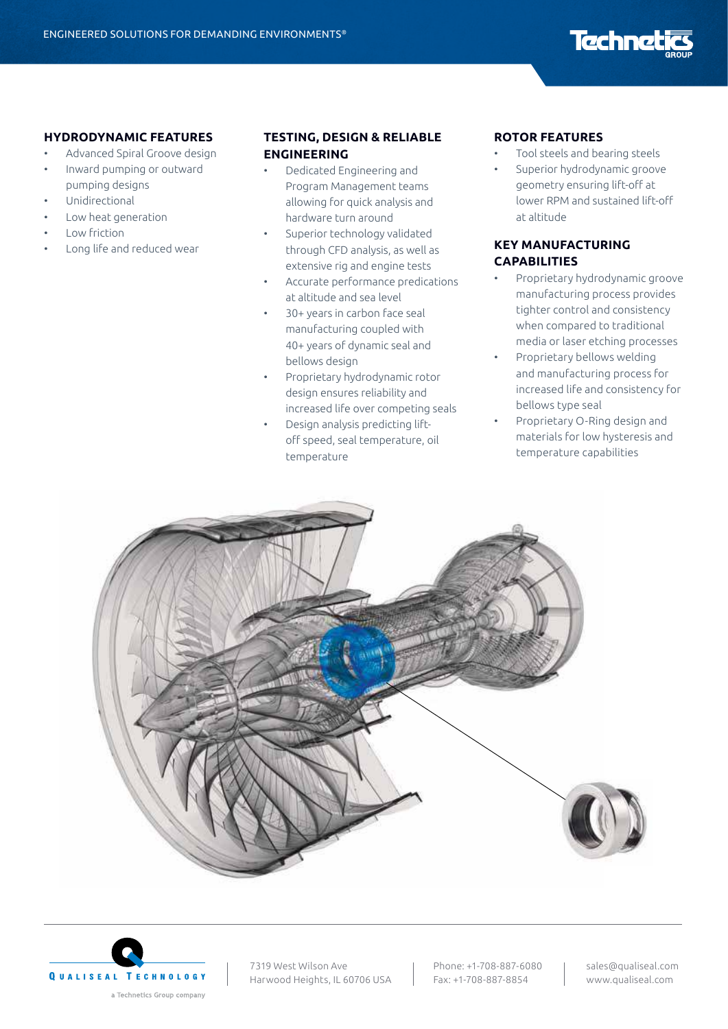## HYDRODYNAMIC FEATURES

- Advanced Spiral Groove design
- Inward pumping or outward pumping designs
- Unidirectional
- Low heat generation
- Low friction
- Long life and reduced wear

## TESTING, DESIGN & RELIABLE ENGINEERING

- Dedicated Engineering and Program Management teams allowing for quick analysis and hardware turn around
- Superior technology validated through CFD analysis, as well as extensive rig and engine tests
- Accurate performance predications at altitude and sea level
- 30+ years in carbon face seal manufacturing coupled with 40+ years of dynamic seal and bellows design
- Proprietary hydrodynamic rotor design ensures reliability and increased life over competing seals
- Design analysis predicting lift-off speed, seal temperature, oil temperature

## ROTOR FEATURES

- Tool steels and bearing steels
- Superior hydrodynamic groove geometry ensuring lift-off at lower RPM and sustained lift-off at altitude

## KEY MANUFACTURING CAPABILITIES

- Proprietary hydrodynamic groove manufacturing process provides tighter control and consistency when compared to traditional media or laser etching processes
- Proprietary bellows welding and manufacturing process for increased life and consistency for bellows type seal
- Proprietary O-Ring design and materials for low hysteresis and temperature capabilities

Qualiseal Technology
a Technetics Group company

7319 West Wilson Ave
Harwood Heights, IL 60706 USA

Phone: +1-708-887-6080
Fax: +1-708-887-8854

sales@qualiseal.com
www.qualiseal.com